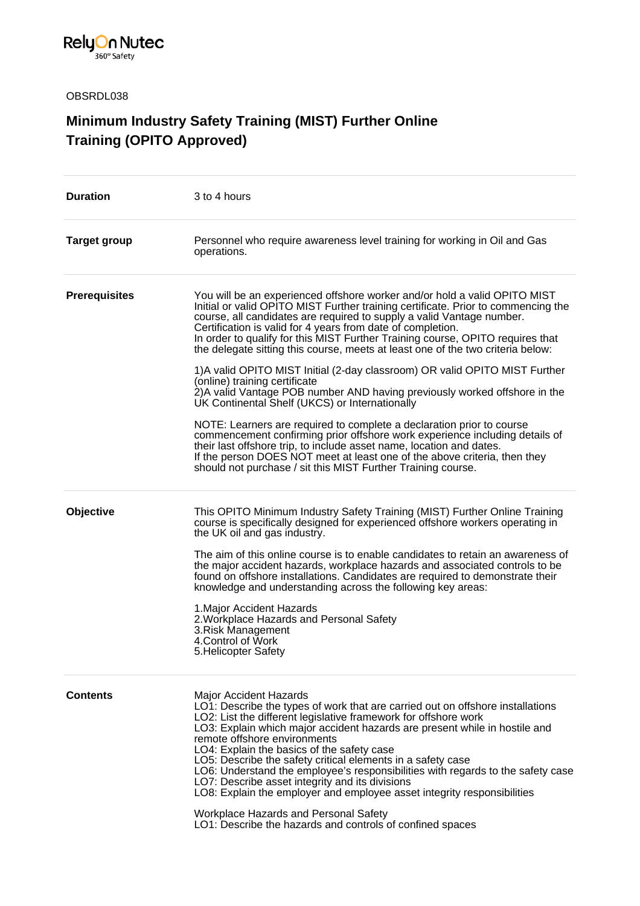RelyOn Nutec
360° Safety

OBSRDL038

# Minimum Industry Safety Training (MIST) Further Online Training (OPITO Approved)

**Duration**

3 to 4 hours

**Target group**

Personnel who require awareness level training for working in Oil and Gas operations.

**Prerequisites**

You will be an experienced offshore worker and/or hold a valid OPITO MIST Initial or valid OPITO MIST Further training certificate. Prior to commencing the course, all candidates are required to supply a valid Vantage number. Certification is valid for 4 years from date of completion.
In order to qualify for this MIST Further Training course, OPITO requires that the delegate sitting this course, meets at least one of the two criteria below:

1)A valid OPITO MIST Initial (2-day classroom) OR valid OPITO MIST Further (online) training certificate
2)A valid Vantage POB number AND having previously worked offshore in the UK Continental Shelf (UKCS) or Internationally

NOTE: Learners are required to complete a declaration prior to course commencement confirming prior offshore work experience including details of their last offshore trip, to include asset name, location and dates.
If the person DOES NOT meet at least one of the above criteria, then they should not purchase / sit this MIST Further Training course.

**Objective**

This OPITO Minimum Industry Safety Training (MIST) Further Online Training course is specifically designed for experienced offshore workers operating in the UK oil and gas industry.

The aim of this online course is to enable candidates to retain an awareness of the major accident hazards, workplace hazards and associated controls to be found on offshore installations. Candidates are required to demonstrate their knowledge and understanding across the following key areas:

1.Major Accident Hazards
2.Workplace Hazards and Personal Safety
3.Risk Management
4.Control of Work
5.Helicopter Safety

**Contents**

Major Accident Hazards
LO1: Describe the types of work that are carried out on offshore installations
LO2: List the different legislative framework for offshore work
LO3: Explain which major accident hazards are present while in hostile and remote offshore environments
LO4: Explain the basics of the safety case
LO5: Describe the safety critical elements in a safety case
LO6: Understand the employee's responsibilities with regards to the safety case
LO7: Describe asset integrity and its divisions
LO8: Explain the employer and employee asset integrity responsibilities

Workplace Hazards and Personal Safety
LO1: Describe the hazards and controls of confined spaces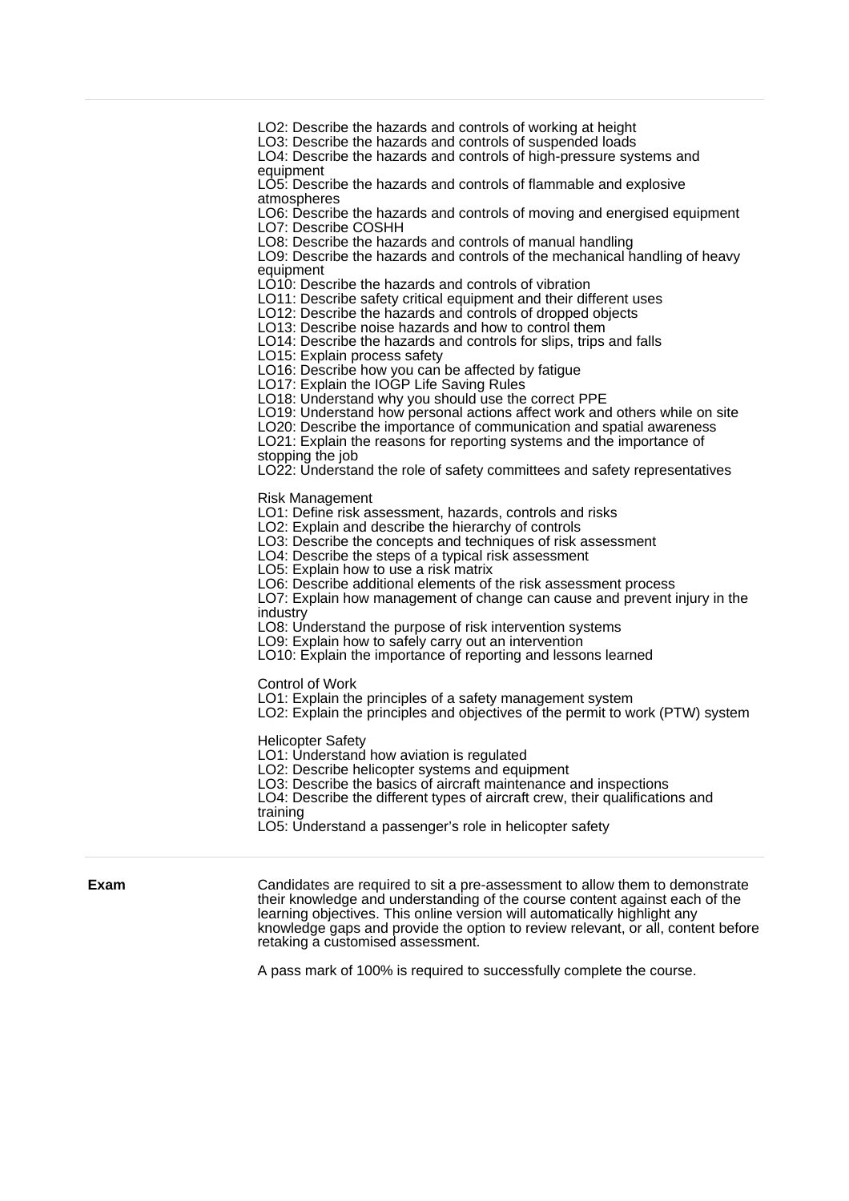LO2: Describe the hazards and controls of working at height
LO3: Describe the hazards and controls of suspended loads
LO4: Describe the hazards and controls of high-pressure systems and equipment
LO5: Describe the hazards and controls of flammable and explosive atmospheres
LO6: Describe the hazards and controls of moving and energised equipment
LO7: Describe COSHH
LO8: Describe the hazards and controls of manual handling
LO9: Describe the hazards and controls of the mechanical handling of heavy equipment
LO10: Describe the hazards and controls of vibration
LO11: Describe safety critical equipment and their different uses
LO12: Describe the hazards and controls of dropped objects
LO13: Describe noise hazards and how to control them
LO14: Describe the hazards and controls for slips, trips and falls
LO15: Explain process safety
LO16: Describe how you can be affected by fatigue
LO17: Explain the IOGP Life Saving Rules
LO18: Understand why you should use the correct PPE
LO19: Understand how personal actions affect work and others while on site
LO20: Describe the importance of communication and spatial awareness
LO21: Explain the reasons for reporting systems and the importance of stopping the job
LO22: Understand the role of safety committees and safety representatives

Risk Management
LO1: Define risk assessment, hazards, controls and risks
LO2: Explain and describe the hierarchy of controls
LO3: Describe the concepts and techniques of risk assessment
LO4: Describe the steps of a typical risk assessment
LO5: Explain how to use a risk matrix
LO6: Describe additional elements of the risk assessment process
LO7: Explain how management of change can cause and prevent injury in the industry
LO8: Understand the purpose of risk intervention systems
LO9: Explain how to safely carry out an intervention
LO10: Explain the importance of reporting and lessons learned

Control of Work
LO1: Explain the principles of a safety management system
LO2: Explain the principles and objectives of the permit to work (PTW) system

Helicopter Safety
LO1: Understand how aviation is regulated
LO2: Describe helicopter systems and equipment
LO3: Describe the basics of aircraft maintenance and inspections
LO4: Describe the different types of aircraft crew, their qualifications and training
LO5: Understand a passenger's role in helicopter safety

**Exam**

Candidates are required to sit a pre-assessment to allow them to demonstrate their knowledge and understanding of the course content against each of the learning objectives. This online version will automatically highlight any knowledge gaps and provide the option to review relevant, or all, content before retaking a customised assessment.

A pass mark of 100% is required to successfully complete the course.